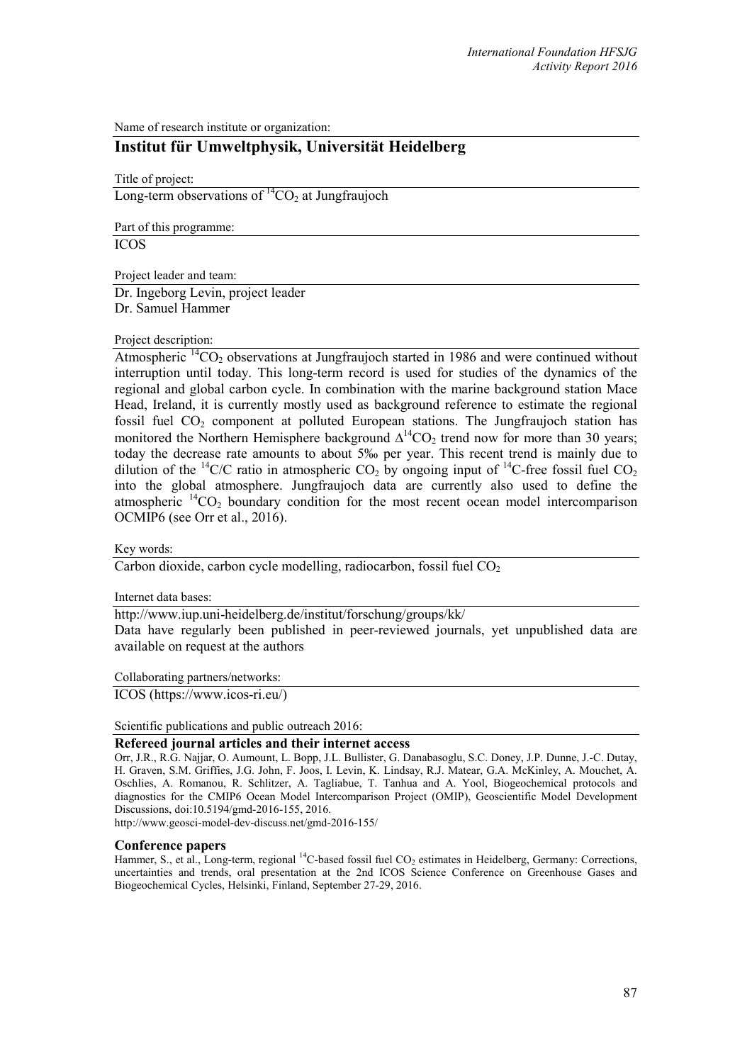Name of research institute or organization:

## Institut für Umweltphysik, Universität Heidelberg

Title of project:

Long-term observations of $^{14}CO_2$ at Jungfraujoch

Part of this programme:

ICOS

Project leader and team:

Dr. Ingeborg Levin, project leader
Dr. Samuel Hammer

Project description:

Atmospheric $^{14}CO_2$ observations at Jungfraujoch started in 1986 and were continued without interruption until today. This long-term record is used for studies of the dynamics of the regional and global carbon cycle. In combination with the marine background station Mace Head, Ireland, it is currently mostly used as background reference to estimate the regional fossil fuel $CO_2$ component at polluted European stations. The Jungfraujoch station has monitored the Northern Hemisphere background $\Delta^{14}CO_2$ trend now for more than 30 years; today the decrease rate amounts to about 5‰ per year. This recent trend is mainly due to dilution of the $^{14}C/C$ ratio in atmospheric $CO_2$ by ongoing input of $^{14}C$-free fossil fuel $CO_2$ into the global atmosphere. Jungfraujoch data are currently also used to define the atmospheric $^{14}CO_2$ boundary condition for the most recent ocean model intercomparison OCMIP6 (see Orr et al., 2016).

Key words:

Carbon dioxide, carbon cycle modelling, radiocarbon, fossil fuel $CO_2$

Internet data bases:

http://www.iup.uni-heidelberg.de/institut/forschung/groups/kk/
Data have regularly been published in peer-reviewed journals, yet unpublished data are available on request at the authors

Collaborating partners/networks:

ICOS (https://www.icos-ri.eu/)

Scientific publications and public outreach 2016:

### Refereed journal articles and their internet access

Orr, J.R., R.G. Najjar, O. Aumount, L. Bopp, J.L. Bullister, G. Danabasoglu, S.C. Doney, J.P. Dunne, J.-C. Dutay, H. Graven, S.M. Griffies, J.G. John, F. Joos, I. Levin, K. Lindsay, R.J. Matear, G.A. McKinley, A. Mouchet, A. Oschlies, A. Romanou, R. Schlitzer, A. Tagliabue, T. Tanhua and A. Yool, Biogeochemical protocols and diagnostics for the CMIP6 Ocean Model Intercomparison Project (OMIP), Geoscientific Model Development Discussions, doi:10.5194/gmd-2016-155, 2016.
http://www.geosci-model-dev-discuss.net/gmd-2016-155/

### Conference papers

Hammer, S., et al., Long-term, regional $^{14}C$-based fossil fuel $CO_2$ estimates in Heidelberg, Germany: Corrections, uncertainties and trends, oral presentation at the 2nd ICOS Science Conference on Greenhouse Gases and Biogeochemical Cycles, Helsinki, Finland, September 27-29, 2016.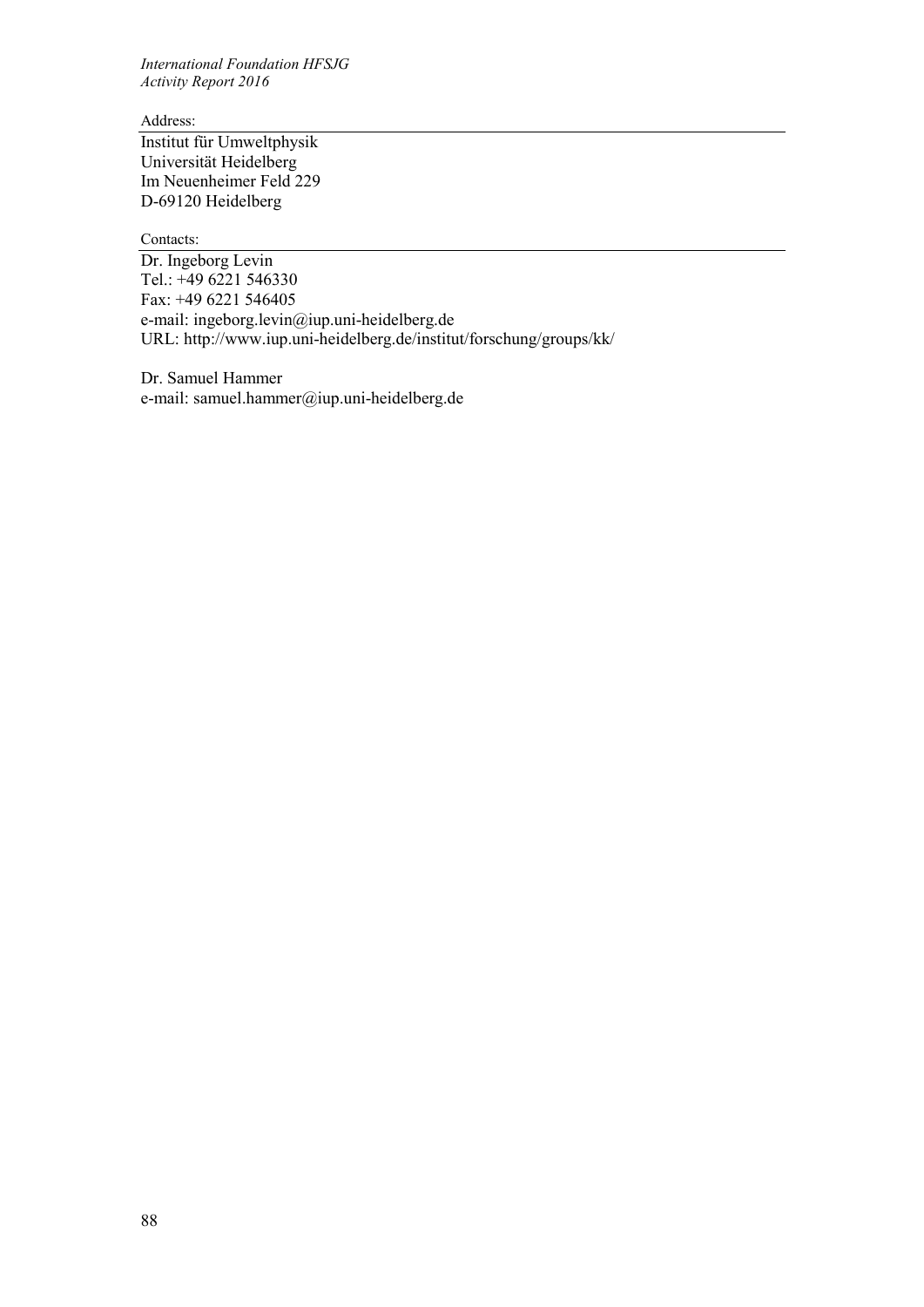Address:

Institut für Umweltphysik
Universität Heidelberg
Im Neuenheimer Feld 229
D-69120 Heidelberg

Contacts:

Dr. Ingeborg Levin
Tel.: +49 6221 546330
Fax: +49 6221 546405
e-mail: ingeborg.levin@iup.uni-heidelberg.de
URL: http://www.iup.uni-heidelberg.de/institut/forschung/groups/kk/

Dr. Samuel Hammer
e-mail: samuel.hammer@iup.uni-heidelberg.de